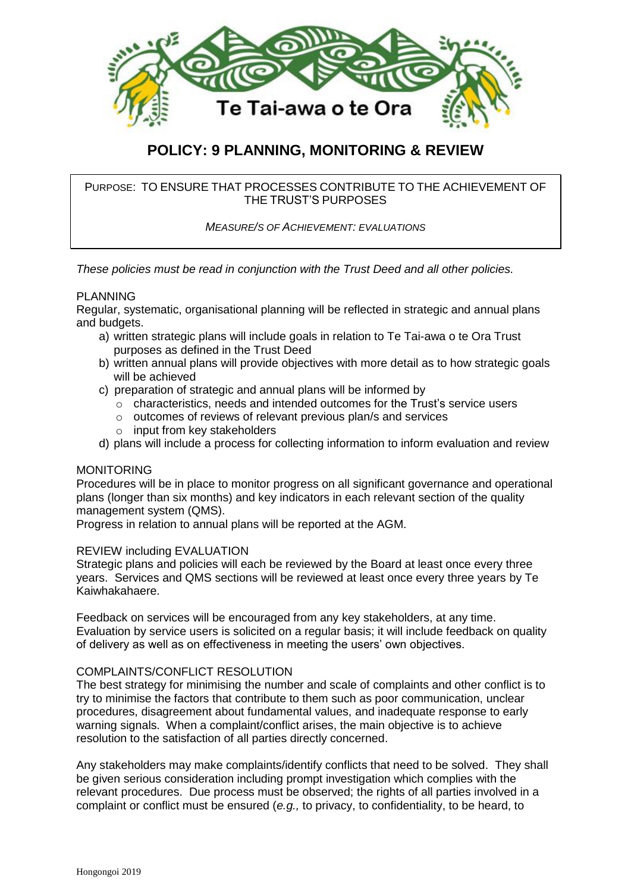Te Tai-awa o te Ora

# POLICY: 9 PLANNING, MONITORING & REVIEW

PURPOSE: TO ENSURE THAT PROCESSES CONTRIBUTE TO THE ACHIEVEMENT OF THE TRUST'S PURPOSES

*MEASURE/S OF ACHIEVEMENT: EVALUATIONS*

*These policies must be read in conjunction with the Trust Deed and all other policies.*

## PLANNING

Regular, systematic, organisational planning will be reflected in strategic and annual plans and budgets.

a) written strategic plans will include goals in relation to Te Tai-awa o te Ora Trust purposes as defined in the Trust Deed
b) written annual plans will provide objectives with more detail as to how strategic goals will be achieved
c) preparation of strategic and annual plans will be informed by
   - characteristics, needs and intended outcomes for the Trust's service users
   - outcomes of reviews of relevant previous plan/s and services
   - input from key stakeholders
d) plans will include a process for collecting information to inform evaluation and review

## MONITORING

Procedures will be in place to monitor progress on all significant governance and operational plans (longer than six months) and key indicators in each relevant section of the quality management system (QMS).

Progress in relation to annual plans will be reported at the AGM.

## REVIEW including EVALUATION

Strategic plans and policies will each be reviewed by the Board at least once every three years. Services and QMS sections will be reviewed at least once every three years by Te Kaiwhakahaere.

Feedback on services will be encouraged from any key stakeholders, at any time. Evaluation by service users is solicited on a regular basis; it will include feedback on quality of delivery as well as on effectiveness in meeting the users' own objectives.

## COMPLAINTS/CONFLICT RESOLUTION

The best strategy for minimising the number and scale of complaints and other conflict is to try to minimise the factors that contribute to them such as poor communication, unclear procedures, disagreement about fundamental values, and inadequate response to early warning signals. When a complaint/conflict arises, the main objective is to achieve resolution to the satisfaction of all parties directly concerned.

Any stakeholders may make complaints/identify conflicts that need to be solved. They shall be given serious consideration including prompt investigation which complies with the relevant procedures. Due process must be observed; the rights of all parties involved in a complaint or conflict must be ensured (*e.g.,* to privacy, to confidentiality, to be heard, to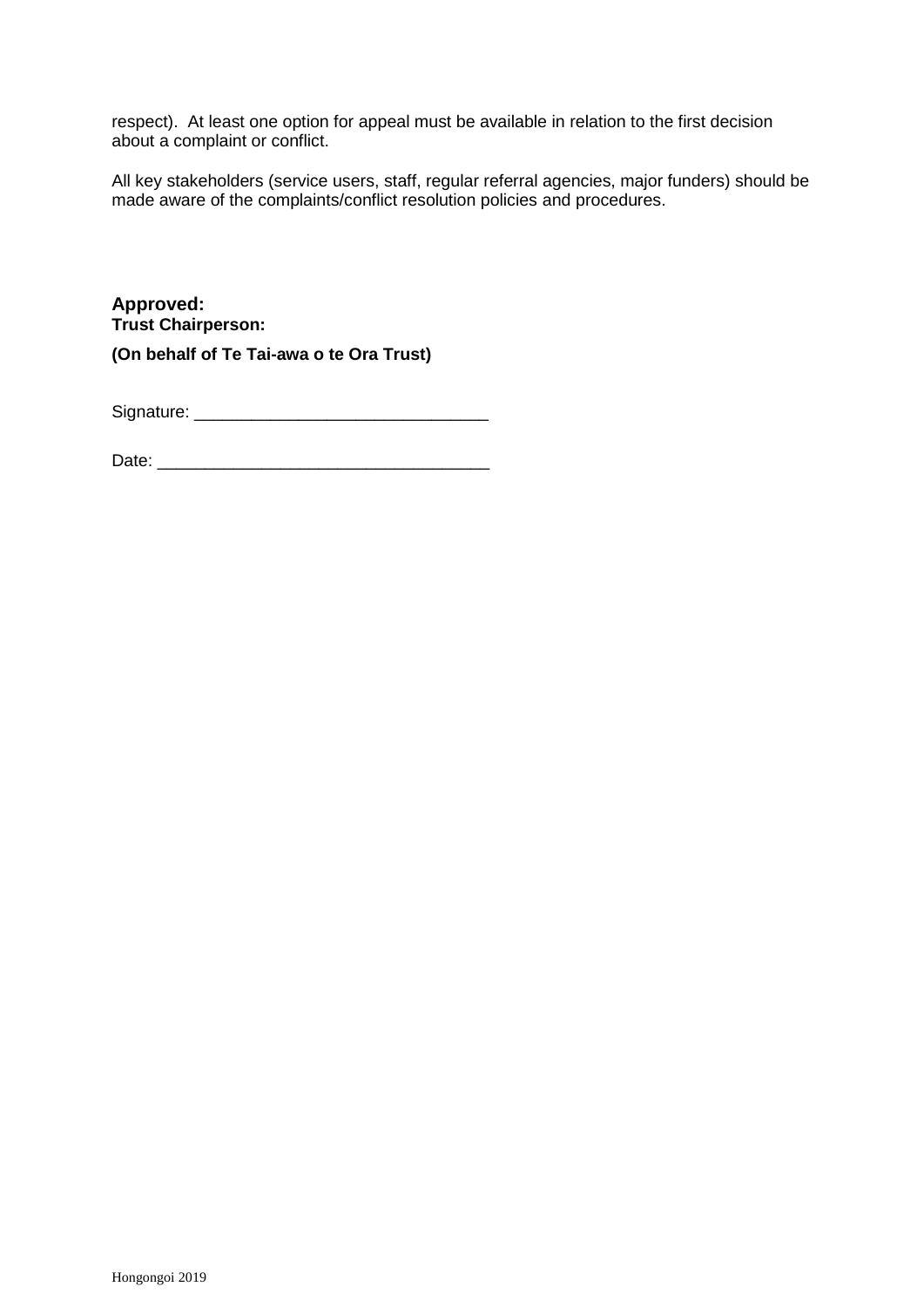respect). At least one option for appeal must be available in relation to the first decision about a complaint or conflict.

All key stakeholders (service users, staff, regular referral agencies, major funders) should be made aware of the complaints/conflict resolution policies and procedures.

**Approved:**
**Trust Chairperson:**

**(On behalf of Te Tai-awa o te Ora Trust)**

Signature: ______________________________

Date: __________________________________

Hongongoi 2019